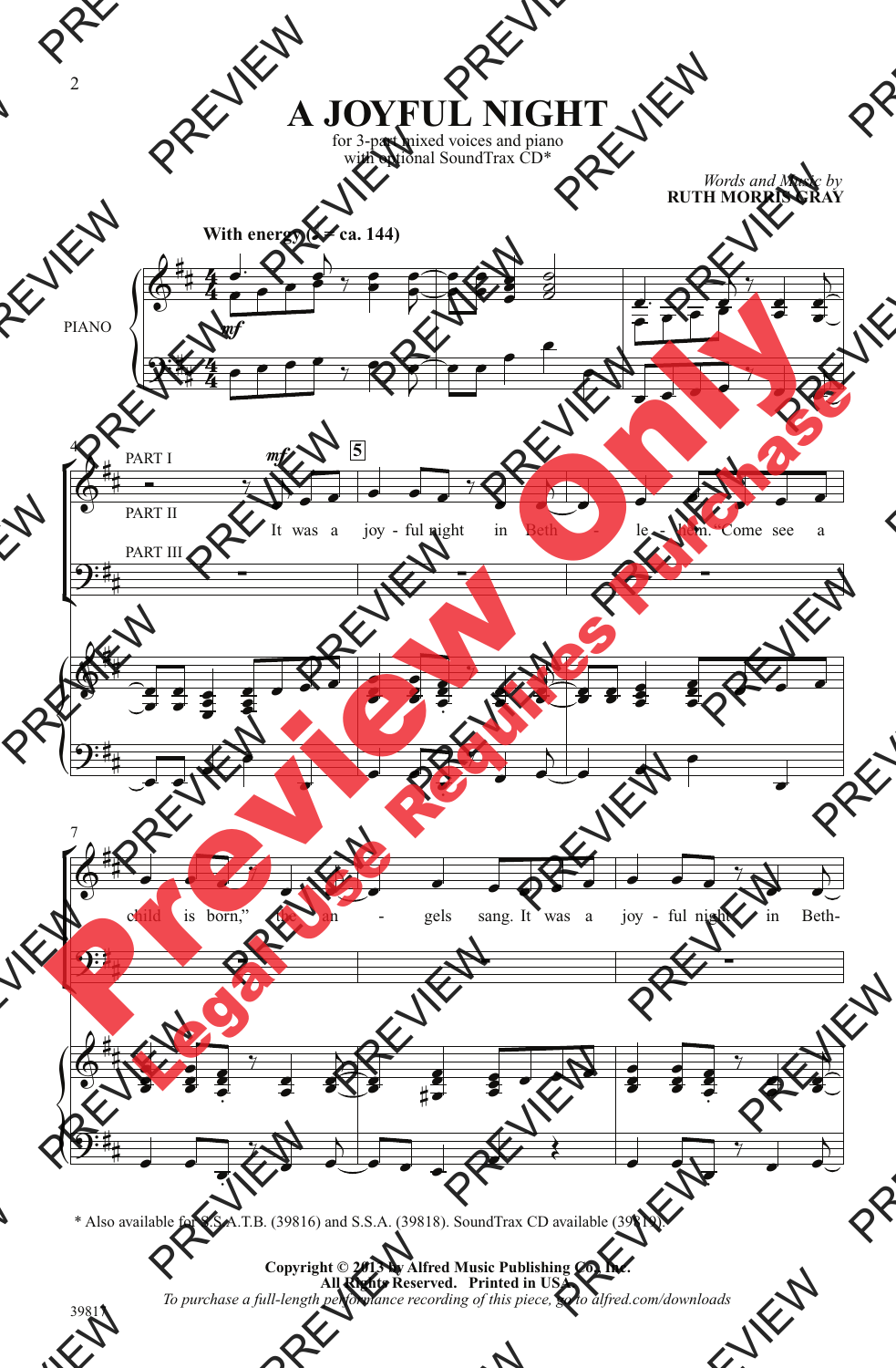# A JOYFUL NIGHT

for 3-part mixed voices and piano
with optional SoundTrax CD*

*Words and Music by*
**RUTH MORRIS GRAY**

**With energy (♩ = ca. 144)**

PIANO

PART I
PART II
PART III

It was a joy - ful night in Beth - le - hem. Come see a child is born," the an - gels sang. It was a joy - ful night in Beth-

\* Also available for S.S.A.T.B. (39816) and S.S.A. (39818). SoundTrax CD available (39819).

**Copyright © 2013 by Alfred Music Publishing Co., Inc.**
**All Rights Reserved. Printed in USA.**
*To purchase a full-length performance recording of this piece, go to alfred.com/downloads*

39817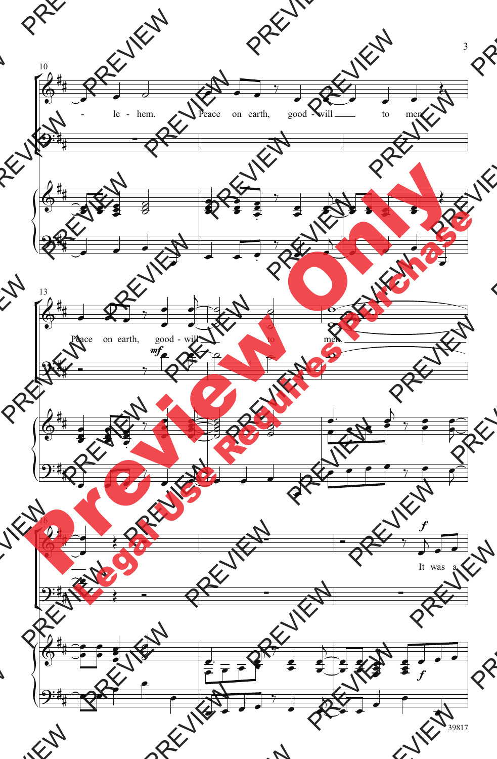10

- le - hem. Peace on earth, good - will ___ to men.

13

Peace on earth, good - will ___ to men. ___

*mf*

16

*f*

It was a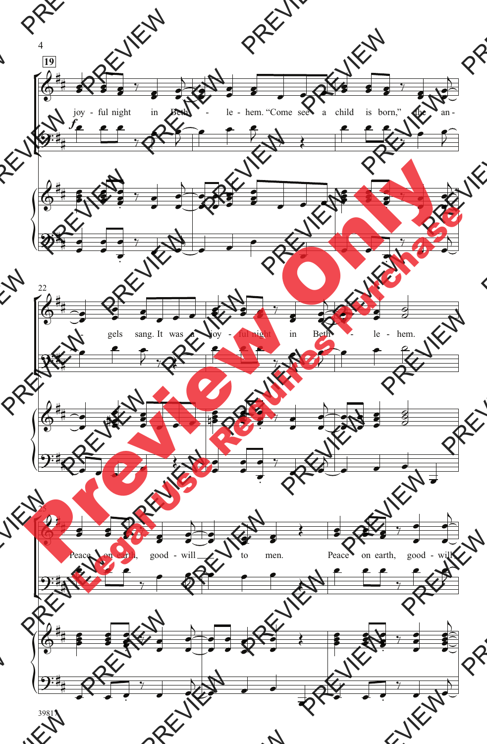**19**

joy - ful night in Beth - le - hem. "Come see a child is born," the an - gels sang. It was a joy - ful night in Beth - le - hem.

Peace on earth, good - will to men. Peace on earth, good - will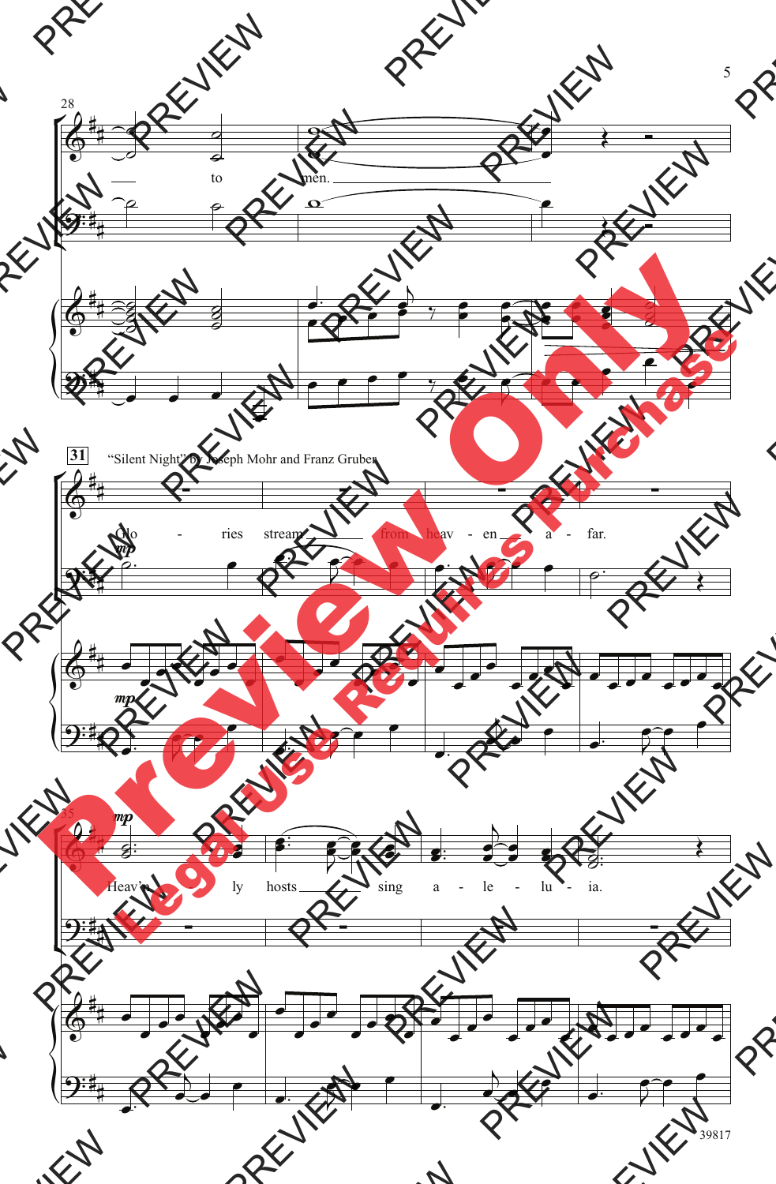“Silent Night” by Joseph Mohr and Franz Gruber

— to men.

Glo - ries stream from heav - en a - far.

Heav'n - ly hosts sing a - le - lu - ia.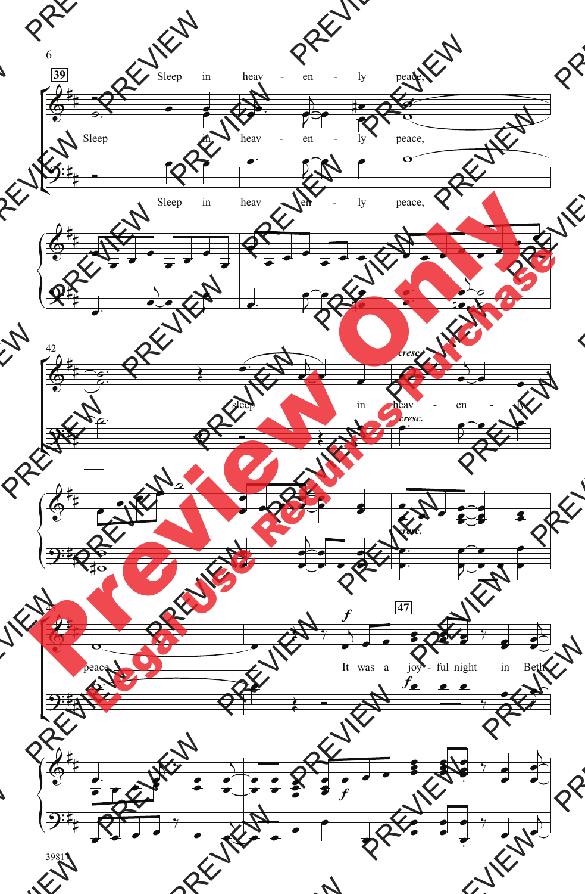39

Sleep in heav - en - ly peace,

Sleep in heav - en - ly peace,

Sleep in heav - en - ly peace,

42

*cresc.*

sleep in heav - en - ly

*cresc.*

*cresc.*

45

47

*f*

peace. It was a joy - ful night in Beth -

*f*

*f*

Preview Only

Legal Use Requires Purchase

39817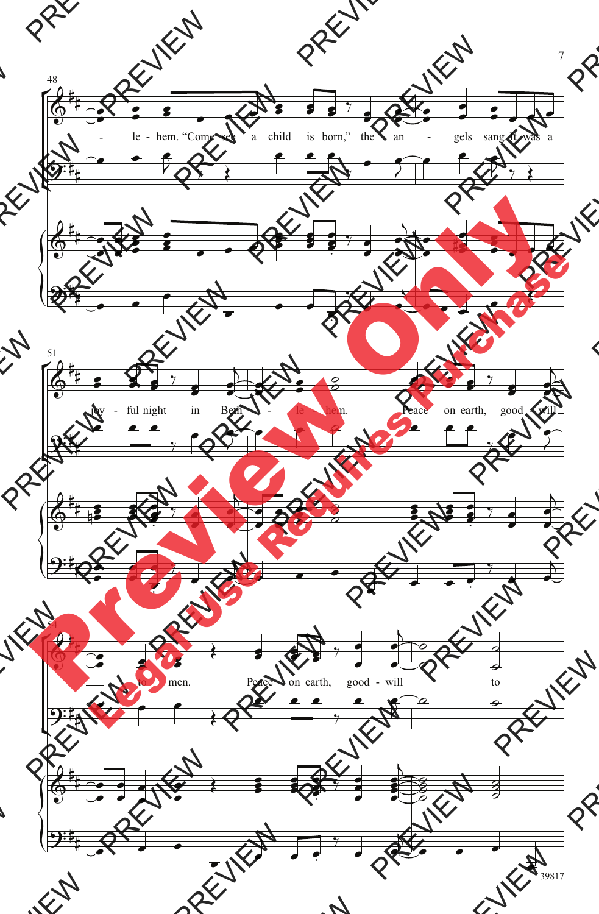48

-le - hem. "Come see a child is born," the an - gels sang. It was a

51

joy - ful night in Beth - le - hem. Peace on earth, good - will

54

to men. Peace on earth, good - will to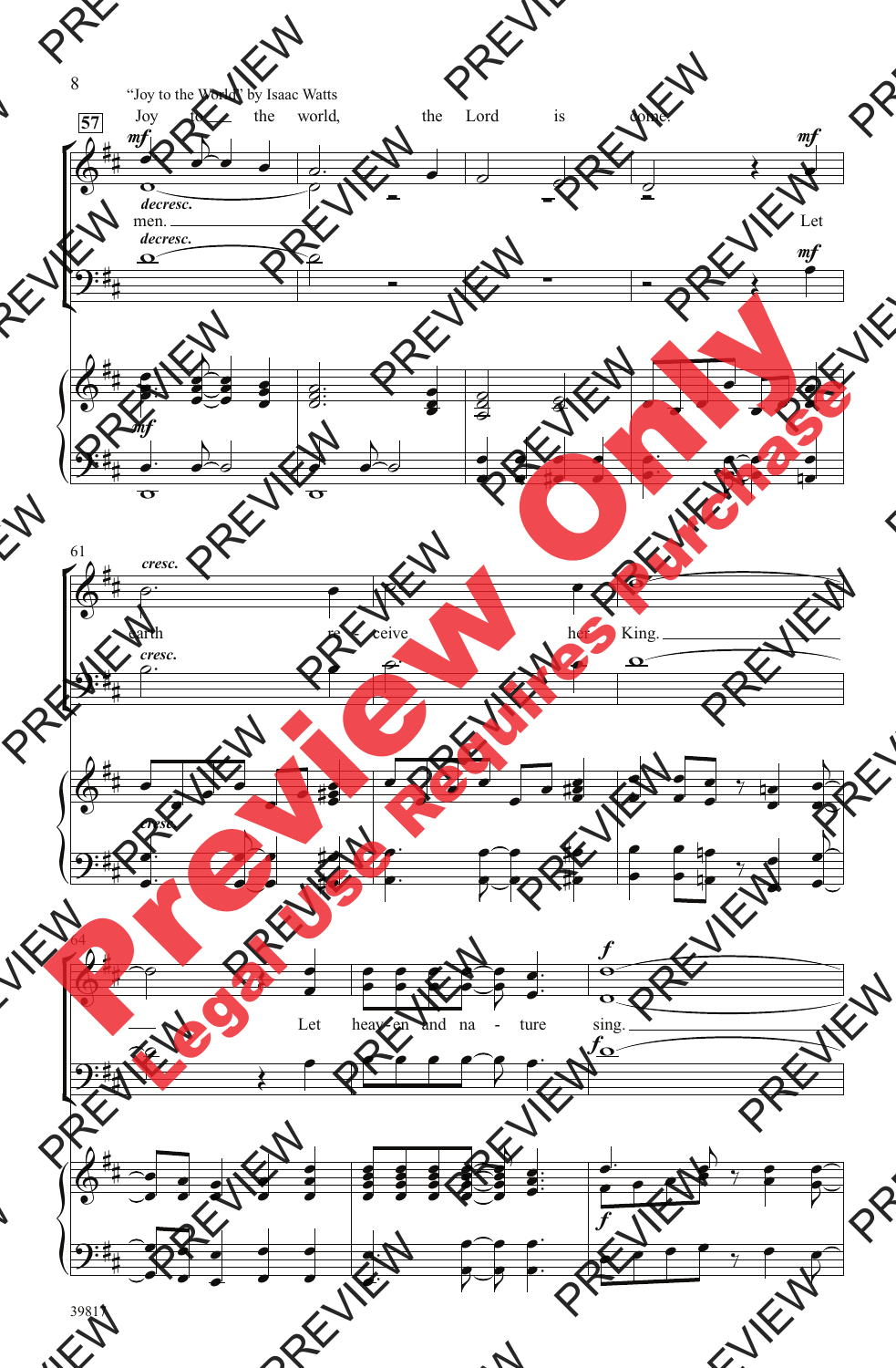"Joy to the World" by Isaac Watts

Joy to the world, the Lord is come.

men. Let

earth re - ceive her King.

Let heav - en and na - ture sing.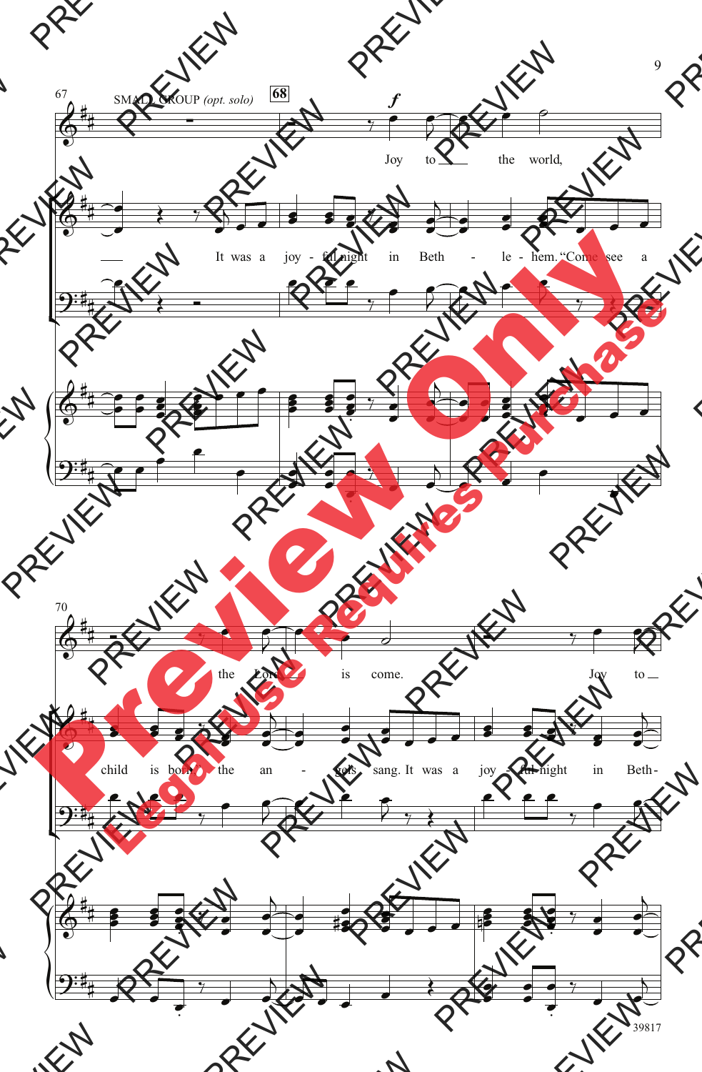SMALL GROUP *(opt. solo)*

**68**

*f*

Joy to the world,

It was a joy - ful night in Beth - le - hem. "Come see a

child is born," the an - gels sang. It was a joy - ful night in Beth-

the Lord is come. Joy to

Preview Only

Legal Use Requires Purchase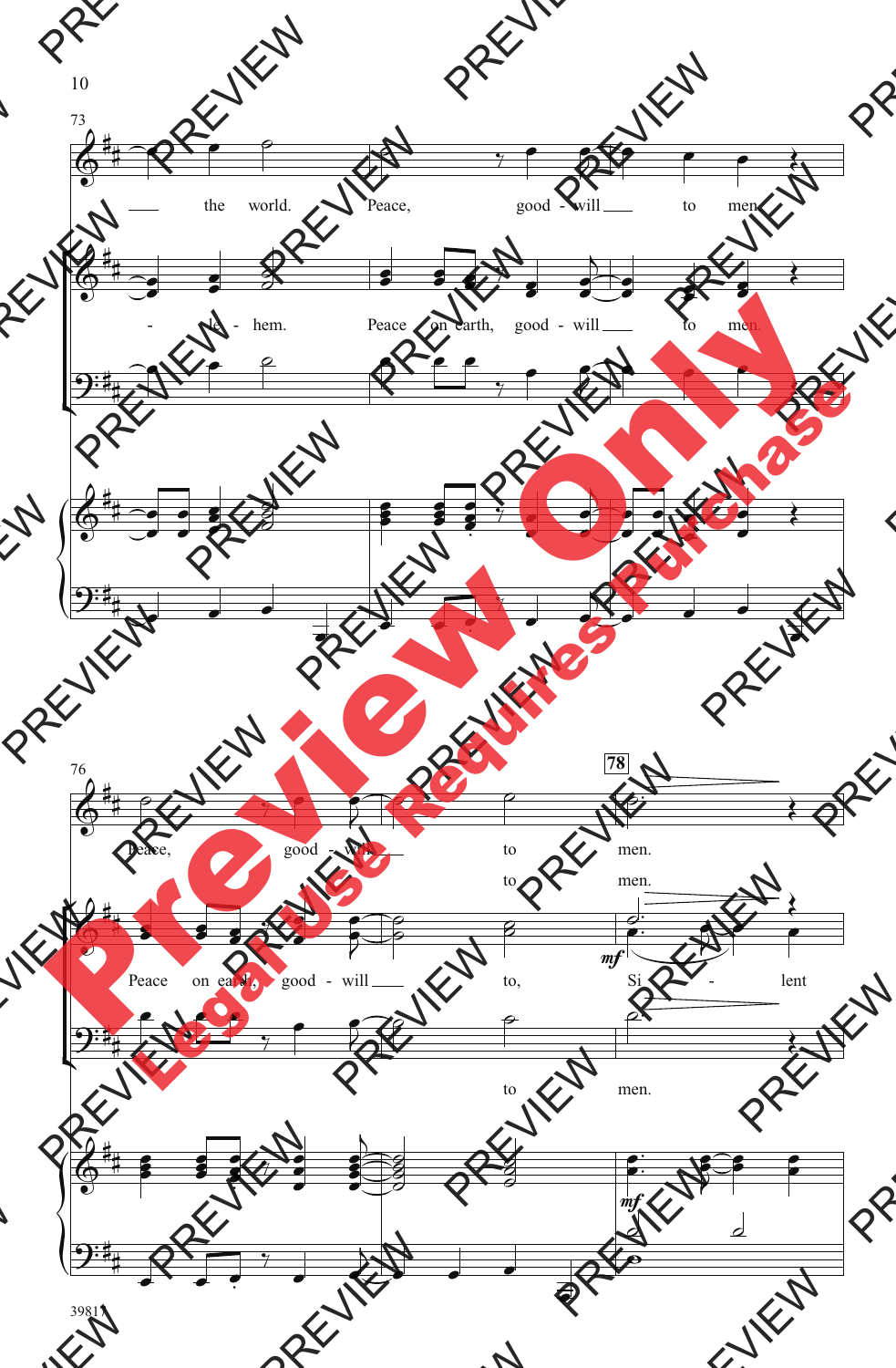73

the world. Peace, good - will to men.

- le - hem. Peace on earth, good - will to men.

76

78

Peace, good - will to men.

to men.

Peace on earth, good - will to, Si - lent

*mf*

to men.

*mf*

39817

Preview Only

Legal Use Requires Purchase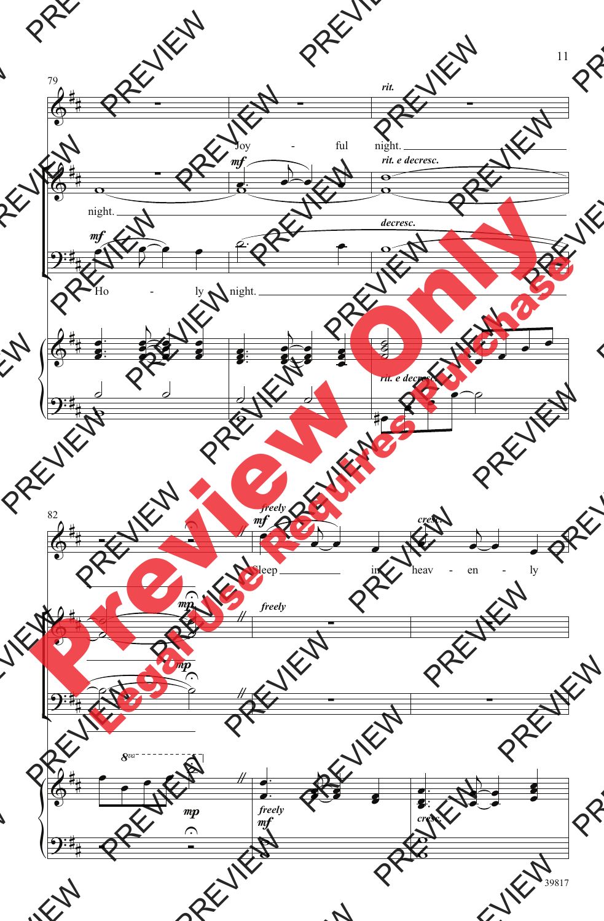79

*rit.*

Joy - ful night.

*mf*

*rit. e decresc.*

night.

*mf*

*decresc.*

Ho - ly night.

*rit. e decresc.*

82

*freely*

*mf*

*cresc.*

Sleep in heav - en - ly

*mp*

*freely*

*mp*

*8va*

*mp*

*freely*

*mf*

*cresc.*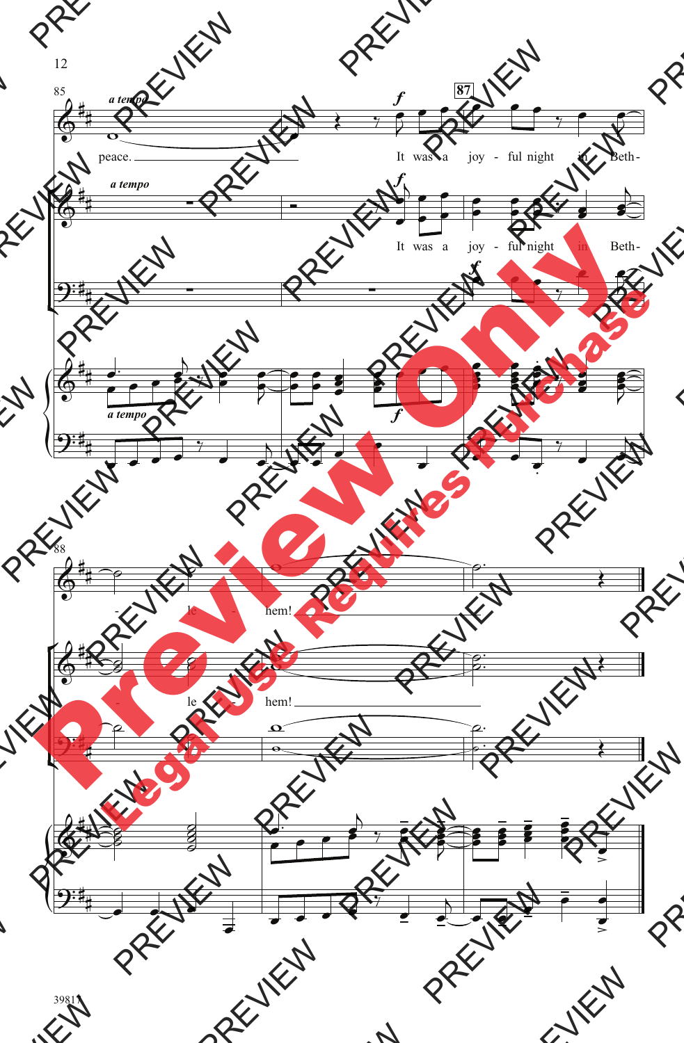*a tempo*

peace. It was a joy - ful night in Beth -

*a tempo*

It was a joy - ful night in Beth -

*a tempo*

- le - hem!

- le - hem!

39817